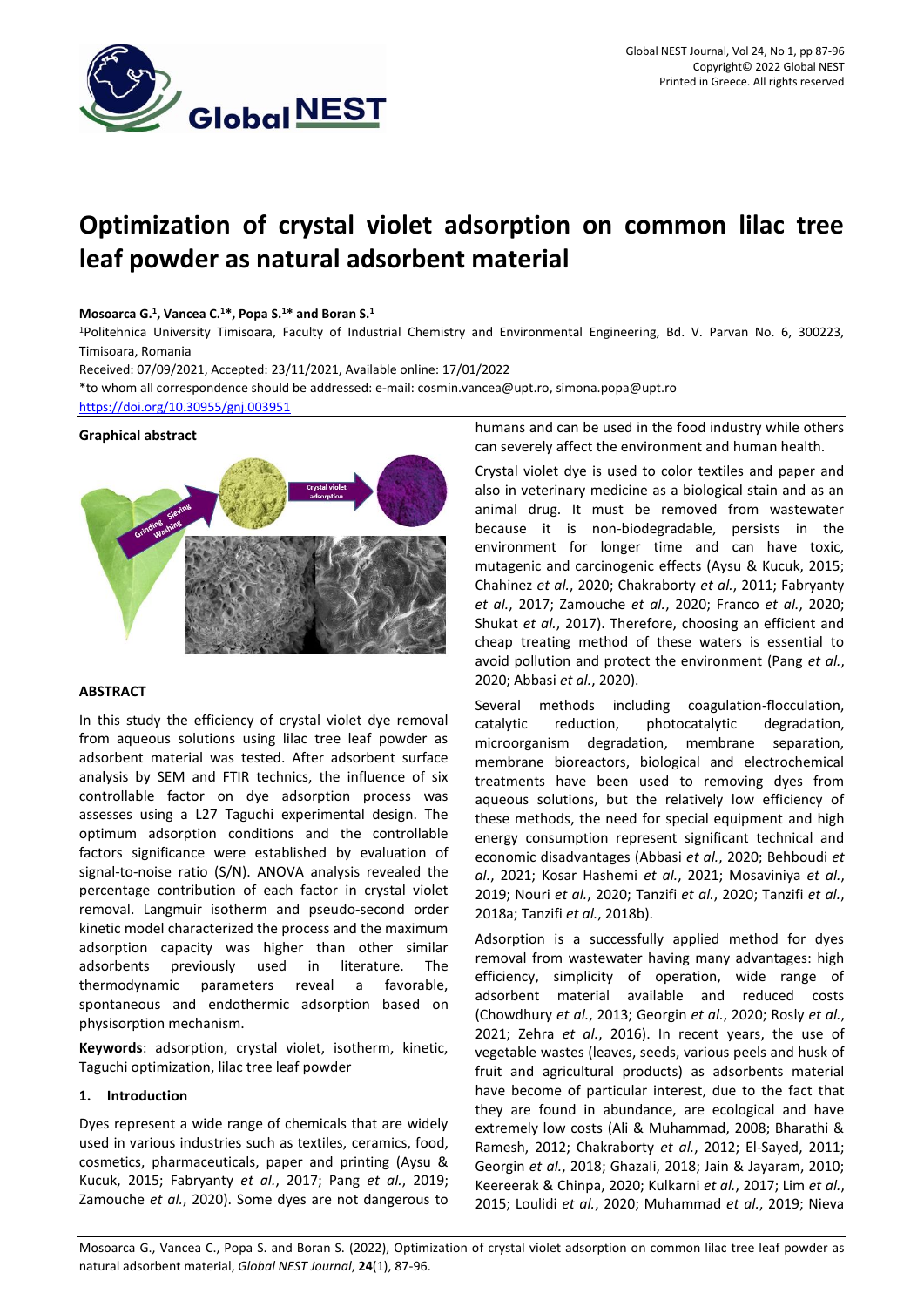# Optimization of crystal violet adsorption on common lilac tree leaf powder as natural adsorbent material

**Mosoarca G.[1], Vancea C.[1]\*, Popa S.[1]\* and Boran S.[1]**

[1]Politehnica University Timisoara, Faculty of Industrial Chemistry and Environmental Engineering, Bd. V. Parvan No. 6, 300223, Timisoara, Romania

Received: 07/09/2021, Accepted: 23/11/2021, Available online: 17/01/2022

\*to whom all correspondence should be addressed: e-mail: cosmin.vancea@upt.ro, simona.popa@upt.ro

https://doi.org/10.30955/gnj.003951

**Graphical abstract**

## ABSTRACT

In this study the efficiency of crystal violet dye removal from aqueous solutions using lilac tree leaf powder as adsorbent material was tested. After adsorbent surface analysis by SEM and FTIR technics, the influence of six controllable factor on dye adsorption process was assesses using a L27 Taguchi experimental design. The optimum adsorption conditions and the controllable factors significance were established by evaluation of signal-to-noise ratio (S/N). ANOVA analysis revealed the percentage contribution of each factor in crystal violet removal. Langmuir isotherm and pseudo-second order kinetic model characterized the process and the maximum adsorption capacity was higher than other similar adsorbents previously used in literature. The thermodynamic parameters reveal a favorable, spontaneous and endothermic adsorption based on physisorption mechanism.

**Keywords**: adsorption, crystal violet, isotherm, kinetic, Taguchi optimization, lilac tree leaf powder

## 1. Introduction

Dyes represent a wide range of chemicals that are widely used in various industries such as textiles, ceramics, food, cosmetics, pharmaceuticals, paper and printing (Aysu & Kucuk, 2015; Fabryanty *et al.*, 2017; Pang *et al.*, 2019; Zamouche *et al.*, 2020). Some dyes are not dangerous to humans and can be used in the food industry while others can severely affect the environment and human health.

Crystal violet dye is used to color textiles and paper and also in veterinary medicine as a biological stain and as an animal drug. It must be removed from wastewater because it is non-biodegradable, persists in the environment for longer time and can have toxic, mutagenic and carcinogenic effects (Aysu & Kucuk, 2015; Chahinez *et al.*, 2020; Chakraborty *et al.*, 2011; Fabryanty *et al.*, 2017; Zamouche *et al.*, 2020; Franco *et al.*, 2020; Shukat *et al.*, 2017). Therefore, choosing an efficient and cheap treating method of these waters is essential to avoid pollution and protect the environment (Pang *et al.*, 2020; Abbasi *et al.*, 2020).

Several methods including coagulation-flocculation, catalytic reduction, photocatalytic degradation, microorganism degradation, membrane separation, membrane bioreactors, biological and electrochemical treatments have been used to removing dyes from aqueous solutions, but the relatively low efficiency of these methods, the need for special equipment and high energy consumption represent significant technical and economic disadvantages (Abbasi *et al.*, 2020; Behboudi *et al.*, 2021; Kosar Hashemi *et al.*, 2021; Mosaviniya *et al.*, 2019; Nouri *et al.*, 2020; Tanzifi *et al.*, 2020; Tanzifi *et al.*, 2018a; Tanzifi *et al.*, 2018b).

Adsorption is a successfully applied method for dyes removal from wastewater having many advantages: high efficiency, simplicity of operation, wide range of adsorbent material available and reduced costs (Chowdhury *et al.*, 2013; Georgin *et al.*, 2020; Rosly *et al.*, 2021; Zehra *et al.*, 2016). In recent years, the use of vegetable wastes (leaves, seeds, various peels and husk of fruit and agricultural products) as adsorbents material have become of particular interest, due to the fact that they are found in abundance, are ecological and have extremely low costs (Ali & Muhammad, 2008; Bharathi & Ramesh, 2012; Chakraborty *et al.*, 2012; El-Sayed, 2011; Georgin *et al.*, 2018; Ghazali, 2018; Jain & Jayaram, 2010; Keereerak & Chinpa, 2020; Kulkarni *et al.*, 2017; Lim *et al.*, 2015; Loulidi *et al.*, 2020; Muhammad *et al.*, 2019; Nieva

Mosoarca G., Vancea C., Popa S. and Boran S. (2022), Optimization of crystal violet adsorption on common lilac tree leaf powder as natural adsorbent material, *Global NEST Journal*, **24**(1), 87-96.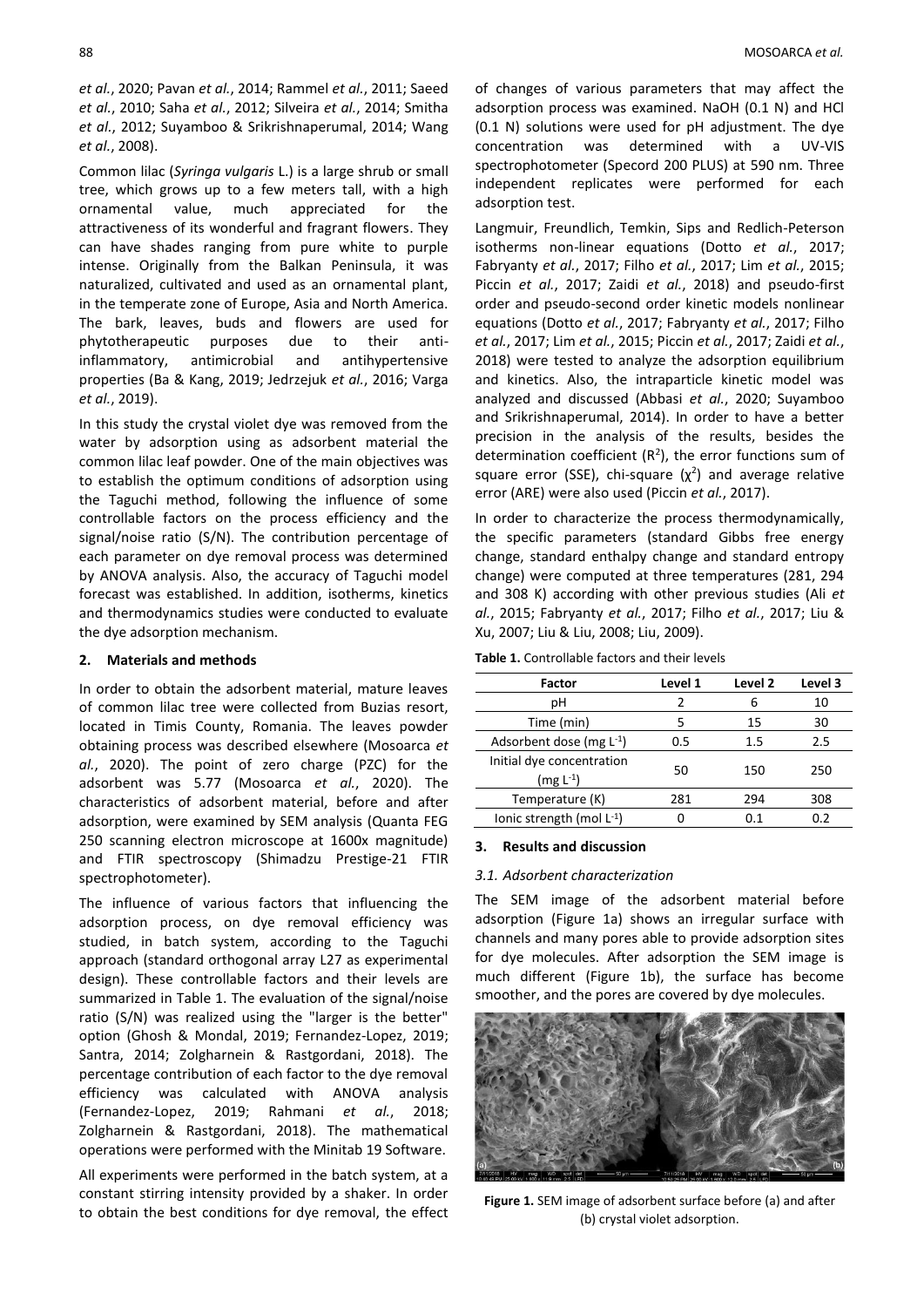*et al.*, 2020; Pavan *et al.*, 2014; Rammel *et al.*, 2011; Saeed *et al.*, 2010; Saha *et al.*, 2012; Silveira *et al.*, 2014; Smitha *et al.*, 2012; Suyamboo & Srikrishnaperumal, 2014; Wang *et al.*, 2008).

Common lilac (*Syringa vulgaris* L.) is a large shrub or small tree, which grows up to a few meters tall, with a high ornamental value, much appreciated for the attractiveness of its wonderful and fragrant flowers. They can have shades ranging from pure white to purple intense. Originally from the Balkan Peninsula, it was naturalized, cultivated and used as an ornamental plant, in the temperate zone of Europe, Asia and North America. The bark, leaves, buds and flowers are used for phytotherapeutic purposes due to their anti-inflammatory, antimicrobial and antihypertensive properties (Ba & Kang, 2019; Jedrzejuk *et al.*, 2016; Varga *et al.*, 2019).

In this study the crystal violet dye was removed from the water by adsorption using as adsorbent material the common lilac leaf powder. One of the main objectives was to establish the optimum conditions of adsorption using the Taguchi method, following the influence of some controllable factors on the process efficiency and the signal/noise ratio (S/N). The contribution percentage of each parameter on dye removal process was determined by ANOVA analysis. Also, the accuracy of Taguchi model forecast was established. In addition, isotherms, kinetics and thermodynamics studies were conducted to evaluate the dye adsorption mechanism.

## 2. Materials and methods

In order to obtain the adsorbent material, mature leaves of common lilac tree were collected from Buzias resort, located in Timis County, Romania. The leaves powder obtaining process was described elsewhere (Mosoarca *et al.*, 2020). The point of zero charge (PZC) for the adsorbent was 5.77 (Mosoarca *et al.*, 2020). The characteristics of adsorbent material, before and after adsorption, were examined by SEM analysis (Quanta FEG 250 scanning electron microscope at 1600x magnitude) and FTIR spectroscopy (Shimadzu Prestige-21 FTIR spectrophotometer).

The influence of various factors that influencing the adsorption process, on dye removal efficiency was studied, in batch system, according to the Taguchi approach (standard orthogonal array L27 as experimental design). These controllable factors and their levels are summarized in Table 1. The evaluation of the signal/noise ratio (S/N) was realized using the "larger is the better" option (Ghosh & Mondal, 2019; Fernandez-Lopez, 2019; Santra, 2014; Zolgharnein & Rastgordani, 2018). The percentage contribution of each factor to the dye removal efficiency was calculated with ANOVA analysis (Fernandez-Lopez, 2019; Rahmani *et al.*, 2018; Zolgharnein & Rastgordani, 2018). The mathematical operations were performed with the Minitab 19 Software.

All experiments were performed in the batch system, at a constant stirring intensity provided by a shaker. In order to obtain the best conditions for dye removal, the effect of changes of various parameters that may affect the adsorption process was examined. NaOH (0.1 N) and HCl (0.1 N) solutions were used for pH adjustment. The dye concentration was determined with a UV-VIS spectrophotometer (Specord 200 PLUS) at 590 nm. Three independent replicates were performed for each adsorption test.

Langmuir, Freundlich, Temkin, Sips and Redlich-Peterson isotherms non-linear equations (Dotto *et al.*, 2017; Fabryanty *et al.*, 2017; Filho *et al.*, 2017; Lim *et al.*, 2015; Piccin *et al.*, 2017; Zaidi *et al.*, 2018) and pseudo-first order and pseudo-second order kinetic models nonlinear equations (Dotto *et al.*, 2017; Fabryanty *et al.*, 2017; Filho *et al.*, 2017; Lim *et al.*, 2015; Piccin *et al.*, 2017; Zaidi *et al.*, 2018) were tested to analyze the adsorption equilibrium and kinetics. Also, the intraparticle kinetic model was analyzed and discussed (Abbasi *et al.*, 2020; Suyamboo and Srikrishnaperumal, 2014). In order to have a better precision in the analysis of the results, besides the determination coefficient ($R^2$), the error functions sum of square error (SSE), chi-square ($\chi^2$) and average relative error (ARE) were also used (Piccin *et al.*, 2017).

In order to characterize the process thermodynamically, the specific parameters (standard Gibbs free energy change, standard enthalpy change and standard entropy change) were computed at three temperatures (281, 294 and 308 K) according with other previous studies (Ali *et al.*, 2015; Fabryanty *et al.*, 2017; Filho *et al.*, 2017; Liu & Xu, 2007; Liu & Liu, 2008; Liu, 2009).

**Table 1.** Controllable factors and their levels

| Factor | Level 1 | Level 2 | Level 3 |
|---|---|---|---|
| pH | 2 | 6 | 10 |
| Time (min) | 5 | 15 | 30 |
| Adsorbent dose (mg $L^{-1}$) | 0.5 | 1.5 | 2.5 |
| Initial dye concentration (mg $L^{-1}$) | 50 | 150 | 250 |
| Temperature (K) | 281 | 294 | 308 |
| Ionic strength (mol $L^{-1}$) | 0 | 0.1 | 0.2 |

## 3. Results and discussion

### *3.1. Adsorbent characterization*

The SEM image of the adsorbent material before adsorption (Figure 1a) shows an irregular surface with channels and many pores able to provide adsorption sites for dye molecules. After adsorption the SEM image is much different (Figure 1b), the surface has become smoother, and the pores are covered by dye molecules.

**Figure 1.** SEM image of adsorbent surface before (a) and after (b) crystal violet adsorption.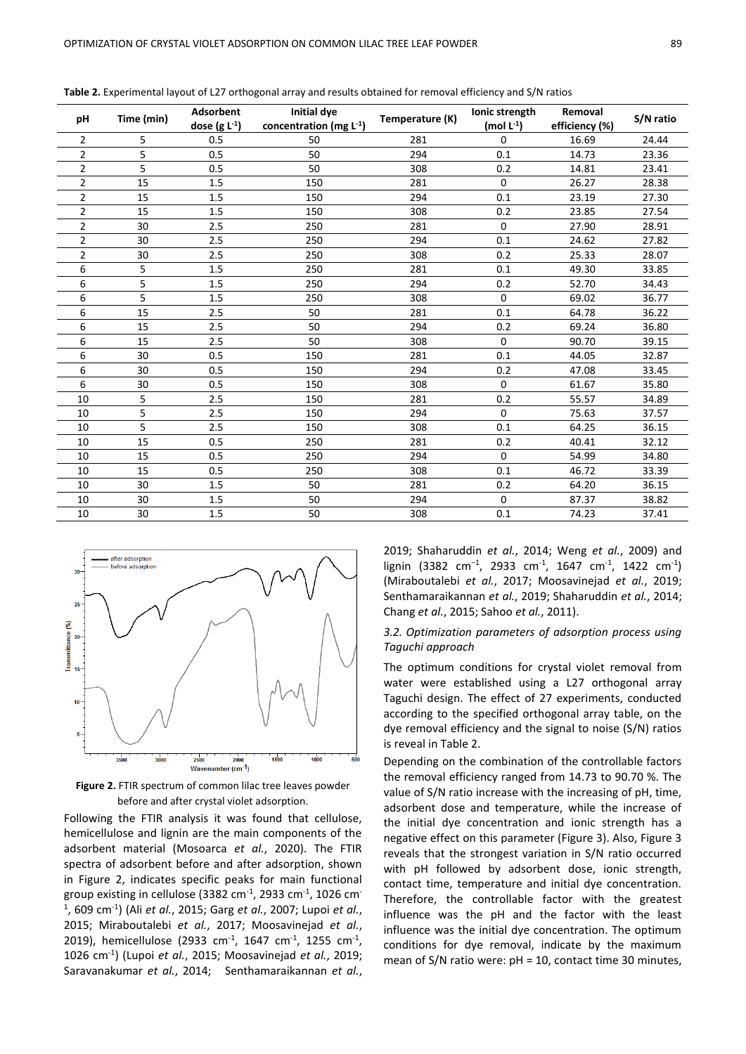**Table 2.** Experimental layout of L27 orthogonal array and results obtained for removal efficiency and S/N ratios

| pH | Time (min) | Adsorbent dose (g $L^{-1}$) | Initial dye concentration (mg $L^{-1}$) | Temperature (K) | Ionic strength (mol $L^{-1}$) | Removal efficiency (%) | S/N ratio |
|---|---|---|---|---|---|---|---|
| 2 | 5 | 0.5 | 50 | 281 | 0 | 16.69 | 24.44 |
| 2 | 5 | 0.5 | 50 | 294 | 0.1 | 14.73 | 23.36 |
| 2 | 5 | 0.5 | 50 | 308 | 0.2 | 14.81 | 23.41 |
| 2 | 15 | 1.5 | 150 | 281 | 0 | 26.27 | 28.38 |
| 2 | 15 | 1.5 | 150 | 294 | 0.1 | 23.19 | 27.30 |
| 2 | 15 | 1.5 | 150 | 308 | 0.2 | 23.85 | 27.54 |
| 2 | 30 | 2.5 | 250 | 281 | 0 | 27.90 | 28.91 |
| 2 | 30 | 2.5 | 250 | 294 | 0.1 | 24.62 | 27.82 |
| 2 | 30 | 2.5 | 250 | 308 | 0.2 | 25.33 | 28.07 |
| 6 | 5 | 1.5 | 250 | 281 | 0.1 | 49.30 | 33.85 |
| 6 | 5 | 1.5 | 250 | 294 | 0.2 | 52.70 | 34.43 |
| 6 | 5 | 1.5 | 250 | 308 | 0 | 69.02 | 36.77 |
| 6 | 15 | 2.5 | 50 | 281 | 0.1 | 64.78 | 36.22 |
| 6 | 15 | 2.5 | 50 | 294 | 0.2 | 69.24 | 36.80 |
| 6 | 15 | 2.5 | 50 | 308 | 0 | 90.70 | 39.15 |
| 6 | 30 | 0.5 | 150 | 281 | 0.1 | 44.05 | 32.87 |
| 6 | 30 | 0.5 | 150 | 294 | 0.2 | 47.08 | 33.45 |
| 6 | 30 | 0.5 | 150 | 308 | 0 | 61.67 | 35.80 |
| 10 | 5 | 2.5 | 150 | 281 | 0.2 | 55.57 | 34.89 |
| 10 | 5 | 2.5 | 150 | 294 | 0 | 75.63 | 37.57 |
| 10 | 5 | 2.5 | 150 | 308 | 0.1 | 64.25 | 36.15 |
| 10 | 15 | 0.5 | 250 | 281 | 0.2 | 40.41 | 32.12 |
| 10 | 15 | 0.5 | 250 | 294 | 0 | 54.99 | 34.80 |
| 10 | 15 | 0.5 | 250 | 308 | 0.1 | 46.72 | 33.39 |
| 10 | 30 | 1.5 | 50 | 281 | 0.2 | 64.20 | 36.15 |
| 10 | 30 | 1.5 | 50 | 294 | 0 | 87.37 | 38.82 |
| 10 | 30 | 1.5 | 50 | 308 | 0.1 | 74.23 | 37.41 |

after adsorption
before adsorption
Transmittance (%)
Wavenumber ($cm^{-1}$)
3500 3000 2500 2000 1500 1000 500
5 10 15 20 25 30

**Figure 2.** FTIR spectrum of common lilac tree leaves powder before and after crystal violet adsorption.

Following the FTIR analysis it was found that cellulose, hemicellulose and lignin are the main components of the adsorbent material (Mosoarca *et al.*, 2020). The FTIR spectra of adsorbent before and after adsorption, shown in Figure 2, indicates specific peaks for main functional group existing in cellulose (3382 $cm^{-1}$, 2933 $cm^{-1}$, 1026 $cm^{-1}$, 609 $cm^{-1}$) (Ali *et al.*, 2015; Garg *et al.*, 2007; Lupoi *et al.*, 2015; Miraboutalebi *et al.*, 2017; Moosavinejad *et al.*, 2019), hemicellulose (2933 $cm^{-1}$, 1647 $cm^{-1}$, 1255 $cm^{-1}$, 1026 $cm^{-1}$) (Lupoi *et al.*, 2015; Moosavinejad *et al.*, 2019; Saravanakumar *et al.*, 2014; Senthamaraikannan *et al.*, 2019; Shaharuddin *et al.*, 2014; Weng *et al.*, 2009) and lignin (3382 $cm^{-1}$, 2933 $cm^{-1}$, 1647 $cm^{-1}$, 1422 $cm^{-1}$) (Miraboutalebi *et al.*, 2017; Moosavinejad *et al.*, 2019; Senthamaraikannan *et al.*, 2019; Shaharuddin *et al.*, 2014; Chang *et al.*, 2015; Sahoo *et al.*, 2011).

### *3.2. Optimization parameters of adsorption process using Taguchi approach*

The optimum conditions for crystal violet removal from water were established using a L27 orthogonal array Taguchi design. The effect of 27 experiments, conducted according to the specified orthogonal array table, on the dye removal efficiency and the signal to noise (S/N) ratios is reveal in Table 2.

Depending on the combination of the controllable factors the removal efficiency ranged from 14.73 to 90.70 %. The value of S/N ratio increase with the increasing of pH, time, adsorbent dose and temperature, while the increase of the initial dye concentration and ionic strength has a negative effect on this parameter (Figure 3). Also, Figure 3 reveals that the strongest variation in S/N ratio occurred with pH followed by adsorbent dose, ionic strength, contact time, temperature and initial dye concentration. Therefore, the controllable factor with the greatest influence was the pH and the factor with the least influence was the initial dye concentration. The optimum conditions for dye removal, indicate by the maximum mean of S/N ratio were: pH = 10, contact time 30 minutes,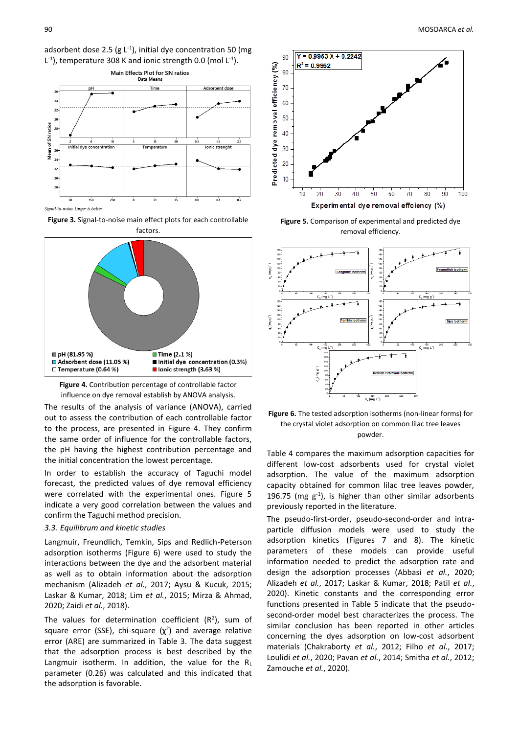adsorbent dose 2.5 (g $L^{-1}$), initial dye concentration 50 (mg $L^{-1}$), temperature 308 K and ionic strength 0.0 (mol $L^{-1}$).

Main Effects Plot for SN ratios
Data Means
pH
Time
Adsorbent dose
Initial dye concentration
Temperature
Ionic strenght
Mean of SN ratios
Signal-to-noise: Larger is better

**Figure 3.** Signal-to-noise main effect plots for each controllable factors.

pH (81.95 %)
Time (2.1 %)
Adsorbent dose (11.05 %)
Initial dye concentration (0.3%)
Temperature (0.64 %)
Ionic strength (3.63 %)

**Figure 4.** Contribution percentage of controllable factor influence on dye removal establish by ANOVA analysis.

The results of the analysis of variance (ANOVA), carried out to assess the contribution of each controllable factor to the process, are presented in Figure 4. They confirm the same order of influence for the controllable factors, the pH having the highest contribution percentage and the initial concentration the lowest percentage.

In order to establish the accuracy of Taguchi model forecast, the predicted values of dye removal efficiency were correlated with the experimental ones. Figure 5 indicate a very good correlation between the values and confirm the Taguchi method precision.

### 3.3. Equilibrium and kinetic studies

Langmuir, Freundlich, Temkin, Sips and Redlich-Peterson adsorption isotherms (Figure 6) were used to study the interactions between the dye and the adsorbent material as well as to obtain information about the adsorption mechanism (Alizadeh *et al.*, 2017; Aysu & Kucuk, 2015; Laskar & Kumar, 2018; Lim *et al.*, 2015; Mirza & Ahmad, 2020; Zaidi *et al.*, 2018).

The values for determination coefficient ($R^2$), sum of square error (SSE), chi-square ($\chi^2$) and average relative error (ARE) are summarized in Table 3. The data suggest that the adsorption process is best described by the Langmuir isotherm. In addition, the value for the $R_L$ parameter (0.26) was calculated and this indicated that the adsorption is favorable.

Y = 0.9953 X + 0.2242
$R^2$ = 0.9952
Predicted dye removal efficiency (%)
Experimental dye removal effciency (%)

**Figure 5.** Comparison of experimental and predicted dye removal efficiency.

Langmuir isotherm
Freundlich isotherm
Temkin isotherm
Sips isotherm
Redlich-Peterson isotherm

**Figure 6.** The tested adsorption isotherms (non-linear forms) for the crystal violet adsorption on common lilac tree leaves powder.

Table 4 compares the maximum adsorption capacities for different low-cost adsorbents used for crystal violet adsorption. The value of the maximum adsorption capacity obtained for common lilac tree leaves powder, 196.75 (mg $g^{-1}$), is higher than other similar adsorbents previously reported in the literature.

The pseudo-first-order, pseudo-second-order and intra-particle diffusion models were used to study the adsorption kinetics (Figures 7 and 8). The kinetic parameters of these models can provide useful information needed to predict the adsorption rate and design the adsorption processes (Abbasi *et al.*, 2020; Alizadeh *et al.*, 2017; Laskar & Kumar, 2018; Patil *et al.*, 2020). Kinetic constants and the corresponding error functions presented in Table 5 indicate that the pseudo-second-order model best characterizes the process. The similar conclusion has been reported in other articles concerning the dyes adsorption on low-cost adsorbent materials (Chakraborty *et al.*, 2012; Filho *et al.*, 2017; Loulidi *et al.*, 2020; Pavan *et al.*, 2014; Smitha *et al.*, 2012; Zamouche *et al.*, 2020).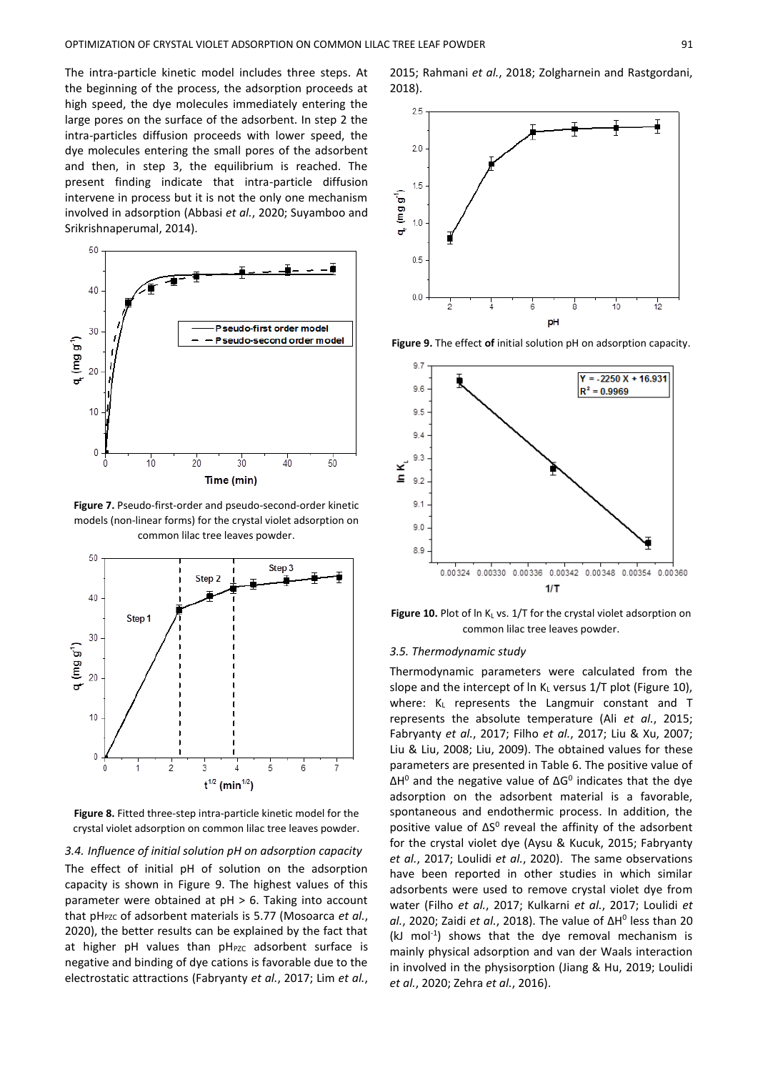The intra-particle kinetic model includes three steps. At the beginning of the process, the adsorption proceeds at high speed, the dye molecules immediately entering the large pores on the surface of the adsorbent. In step 2 the intra-particles diffusion proceeds with lower speed, the dye molecules entering the small pores of the adsorbent and then, in step 3, the equilibrium is reached. The present finding indicate that intra-particle diffusion intervene in process but it is not the only one mechanism involved in adsorption (Abbasi *et al.*, 2020; Suyamboo and Srikrishnaperumal, 2014).

Pseudo-first order model
Pseudo-second order model
$q_t$ (mg g$^{-1}$)
Time (min)

**Figure 7.** Pseudo-first-order and pseudo-second-order kinetic models (non-linear forms) for the crystal violet adsorption on common lilac tree leaves powder.

Step 1
Step 2
Step 3
$q_t$ (mg g$^{-1}$)
$t^{1/2}$ (min$^{1/2}$)

**Figure 8.** Fitted three-step intra-particle kinetic model for the crystal violet adsorption on common lilac tree leaves powder.

### *3.4. Influence of initial solution pH on adsorption capacity*

The effect of initial pH of solution on the adsorption capacity is shown in Figure 9. The highest values of this parameter were obtained at pH > 6. Taking into account that $pH_{PZC}$ of adsorbent materials is 5.77 (Mosoarca *et al.*, 2020), the better results can be explained by the fact that at higher pH values than $pH_{PZC}$ adsorbent surface is negative and binding of dye cations is favorable due to the electrostatic attractions (Fabryanty *et al.*, 2017; Lim *et al.*, 2015; Rahmani *et al.*, 2018; Zolgharnein and Rastgordani, 2018).

$q_e$ (mg g$^{-1}$)
pH

**Figure 9.** The effect **of** initial solution pH on adsorption capacity.

Y = -2250 X + 16.931
$R^2$ = 0.9969
ln $K_L$
1/T

**Figure 10.** Plot of ln $K_L$ vs. 1/T for the crystal violet adsorption on common lilac tree leaves powder.

### *3.5. Thermodynamic study*

Thermodynamic parameters were calculated from the slope and the intercept of ln $K_L$ versus 1/T plot (Figure 10), where: $K_L$ represents the Langmuir constant and T represents the absolute temperature (Ali *et al.*, 2015; Fabryanty *et al.*, 2017; Filho *et al.*, 2017; Liu & Xu, 2007; Liu & Liu, 2008; Liu, 2009). The obtained values for these parameters are presented in Table 6. The positive value of $\Delta H^0$ and the negative value of $\Delta G^0$ indicates that the dye adsorption on the adsorbent material is a favorable, spontaneous and endothermic process. In addition, the positive value of $\Delta S^0$ reveal the affinity of the adsorbent for the crystal violet dye (Aysu & Kucuk, 2015; Fabryanty *et al.*, 2017; Loulidi *et al.*, 2020). The same observations have been reported in other studies in which similar adsorbents were used to remove crystal violet dye from water (Filho *et al.*, 2017; Kulkarni *et al.*, 2017; Loulidi *et al.*, 2020; Zaidi *et al.*, 2018). The value of $\Delta H^0$ less than 20 (kJ mol$^{-1}$) shows that the dye removal mechanism is mainly physical adsorption and van der Waals interaction in involved in the physisorption (Jiang & Hu, 2019; Loulidi *et al.*, 2020; Zehra *et al.*, 2016).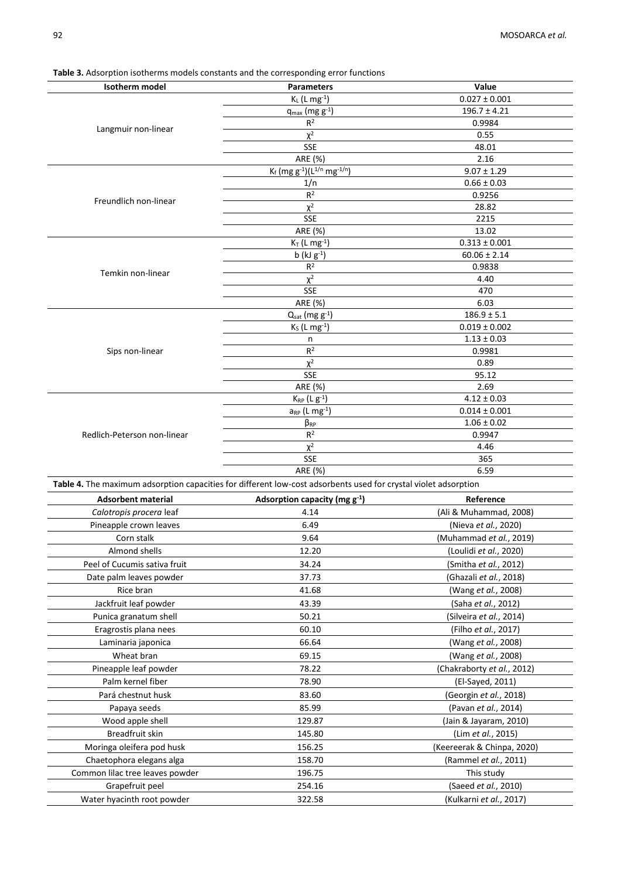**Table 3.** Adsorption isotherms models constants and the corresponding error functions

| Isotherm model | Parameters | Value |
|---|---|---|
| Langmuir non-linear | $K_L$ (L mg$^{-1}$) | 0.027 ± 0.001 |
| | $q_{max}$ (mg g$^{-1}$) | 196.7 ± 4.21 |
| | $R^2$ | 0.9984 |
| | $\chi^2$ | 0.55 |
| | SSE | 48.01 |
| | ARE (%) | 2.16 |
| Freundlich non-linear | $K_f$ (mg g$^{-1}$)(L$^{1/n}$ mg$^{-1/n}$) | 9.07 ± 1.29 |
| | 1/n | 0.66 ± 0.03 |
| | $R^2$ | 0.9256 |
| | $\chi^2$ | 28.82 |
| | SSE | 2215 |
| | ARE (%) | 13.02 |
| Temkin non-linear | $K_T$ (L mg$^{-1}$) | 0.313 ± 0.001 |
| | b (kJ g$^{-1}$) | 60.06 ± 2.14 |
| | $R^2$ | 0.9838 |
| | $\chi^2$ | 4.40 |
| | SSE | 470 |
| | ARE (%) | 6.03 |
| Sips non-linear | $Q_{sat}$ (mg g$^{-1}$) | 186.9 ± 5.1 |
| | $K_S$ (L mg$^{-1}$) | 0.019 ± 0.002 |
| | n | 1.13 ± 0.03 |
| | $R^2$ | 0.9981 |
| | $\chi^2$ | 0.89 |
| | SSE | 95.12 |
| | ARE (%) | 2.69 |
| Redlich-Peterson non-linear | $K_{RP}$ (L g$^{-1}$) | 4.12 ± 0.03 |
| | $a_{RP}$ (L mg$^{-1}$) | 0.014 ± 0.001 |
| | $\beta_{RP}$ | 1.06 ± 0.02 |
| | $R^2$ | 0.9947 |
| | $\chi^2$ | 4.46 |
| | SSE | 365 |
| | ARE (%) | 6.59 |

**Table 4.** The maximum adsorption capacities for different low-cost adsorbents used for crystal violet adsorption

| Adsorbent material | Adsorption capacity (mg g$^{-1}$) | Reference |
|---|---|---|
| *Calotropis procera* leaf | 4.14 | (Ali & Muhammad, 2008) |
| Pineapple crown leaves | 6.49 | (Nieva *et al.*, 2020) |
| Corn stalk | 9.64 | (Muhammad *et al.*, 2019) |
| Almond shells | 12.20 | (Loulidi *et al.*, 2020) |
| Peel of Cucumis sativa fruit | 34.24 | (Smitha *et al.*, 2012) |
| Date palm leaves powder | 37.73 | (Ghazali *et al.*, 2018) |
| Rice bran | 41.68 | (Wang *et al.*, 2008) |
| Jackfruit leaf powder | 43.39 | (Saha *et al.*, 2012) |
| Punica granatum shell | 50.21 | (Silveira *et al.*, 2014) |
| Eragrostis plana nees | 60.10 | (Filho *et al.*, 2017) |
| Laminaria japonica | 66.64 | (Wang *et al.*, 2008) |
| Wheat bran | 69.15 | (Wang *et al.*, 2008) |
| Pineapple leaf powder | 78.22 | (Chakraborty *et al.*, 2012) |
| Palm kernel fiber | 78.90 | (El-Sayed, 2011) |
| Pará chestnut husk | 83.60 | (Georgin *et al.*, 2018) |
| Papaya seeds | 85.99 | (Pavan *et al.*, 2014) |
| Wood apple shell | 129.87 | (Jain & Jayaram, 2010) |
| Breadfruit skin | 145.80 | (Lim *et al.*, 2015) |
| Moringa oleifera pod husk | 156.25 | (Keereerak & Chinpa, 2020) |
| Chaetophora elegans alga | 158.70 | (Rammel *et al.*, 2011) |
| Common lilac tree leaves powder | 196.75 | This study |
| Grapefruit peel | 254.16 | (Saeed *et al.*, 2010) |
| Water hyacinth root powder | 322.58 | (Kulkarni *et al.*, 2017) |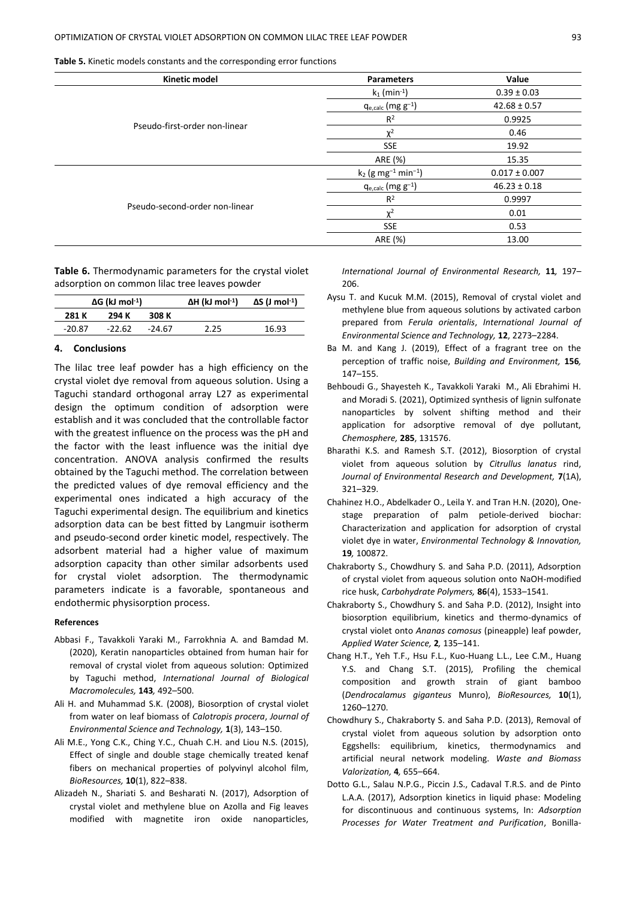**Table 5.** Kinetic models constants and the corresponding error functions

| Kinetic model | Parameters | Value |
|---|---|---|
| Pseudo-first-order non-linear | $k_1$ (min$^{-1}$) | 0.39 ± 0.03 |
| | $q_{e,calc}$ (mg g$^{-1}$) | 42.68 ± 0.57 |
| | $R^2$ | 0.9925 |
| | $\chi^2$ | 0.46 |
| | SSE | 19.92 |
| | ARE (%) | 15.35 |
| Pseudo-second-order non-linear | $k_2$ (g mg$^{-1}$ min$^{-1}$) | 0.017 ± 0.007 |
| | $q_{e,calc}$ (mg g$^{-1}$) | 46.23 ± 0.18 |
| | $R^2$ | 0.9997 |
| | $\chi^2$ | 0.01 |
| | SSE | 0.53 |
| | ARE (%) | 13.00 |

**Table 6.** Thermodynamic parameters for the crystal violet adsorption on common lilac tree leaves powder

| ΔG (kJ mol$^{-1}$) | | | ΔH (kJ mol$^{-1}$) | ΔS (J mol$^{-1}$) |
|---|---|---|---|---|
| **281 K** | **294 K** | **308 K** | | |
| -20.87 | -22.62 | -24.67 | 2.25 | 16.93 |

## 4. Conclusions

The lilac tree leaf powder has a high efficiency on the crystal violet dye removal from aqueous solution. Using a Taguchi standard orthogonal array L27 as experimental design the optimum condition of adsorption were establish and it was concluded that the controllable factor with the greatest influence on the process was the pH and the factor with the least influence was the initial dye concentration. ANOVA analysis confirmed the results obtained by the Taguchi method. The correlation between the predicted values of dye removal efficiency and the experimental ones indicated a high accuracy of the Taguchi experimental design. The equilibrium and kinetics adsorption data can be best fitted by Langmuir isotherm and pseudo-second order kinetic model, respectively. The adsorbent material had a higher value of maximum adsorption capacity than other similar adsorbents used for crystal violet adsorption. The thermodynamic parameters indicate is a favorable, spontaneous and endothermic physisorption process.

### References

Abbasi F., Tavakkoli Yaraki M., Farrokhnia A. and Bamdad M. (2020), Keratin nanoparticles obtained from human hair for removal of crystal violet from aqueous solution: Optimized by Taguchi method, *International Journal of Biological Macromolecules,* **143***,* 492–500.

Ali H. and Muhammad S.K. (2008), Biosorption of crystal violet from water on leaf biomass of *Calotropis procera*, *Journal of Environmental Science and Technology,* **1**(3), 143–150.

Ali M.E., Yong C.K., Ching Y.C., Chuah C.H. and Liou N.S. (2015), Effect of single and double stage chemically treated kenaf fibers on mechanical properties of polyvinyl alcohol film, *BioResources,* **10**(1), 822–838.

Alizadeh N., Shariati S. and Besharati N. (2017), Adsorption of crystal violet and methylene blue on Azolla and Fig leaves modified with magnetite iron oxide nanoparticles, *International Journal of Environmental Research,* **11***,* 197–206.

Aysu T. and Kucuk M.M. (2015), Removal of crystal violet and methylene blue from aqueous solutions by activated carbon prepared from *Ferula orientalis*, *International Journal of Environmental Science and Technology,* **12**, 2273–2284.

Ba M. and Kang J. (2019), Effect of a fragrant tree on the perception of traffic noise, *Building and Environment,* **156***,* 147–155.

Behboudi G., Shayesteh K., Tavakkoli Yaraki M., Ali Ebrahimi H. and Moradi S. (2021), Optimized synthesis of lignin sulfonate nanoparticles by solvent shifting method and their application for adsorptive removal of dye pollutant, *Chemosphere,* **285**, 131576.

Bharathi K.S. and Ramesh S.T. (2012), Biosorption of crystal violet from aqueous solution by *Citrullus lanatus* rind, *Journal of Environmental Research and Development,* **7**(1A), 321–329.

Chahinez H.O., Abdelkader O., Leila Y. and Tran H.N. (2020), One-stage preparation of palm petiole-derived biochar: Characterization and application for adsorption of crystal violet dye in water, *Environmental Technology & Innovation,* **19***,* 100872.

Chakraborty S., Chowdhury S. and Saha P.D. (2011), Adsorption of crystal violet from aqueous solution onto NaOH-modified rice husk, *Carbohydrate Polymers,* **86**(4), 1533–1541.

Chakraborty S., Chowdhury S. and Saha P.D. (2012), Insight into biosorption equilibrium, kinetics and thermo-dynamics of crystal violet onto *Ananas comosus* (pineapple) leaf powder, *Applied Water Science,* **2***,* 135–141.

Chang H.T., Yeh T.F., Hsu F.L., Kuo-Huang L.L., Lee C.M., Huang Y.S. and Chang S.T. (2015), Profiling the chemical composition and growth strain of giant bamboo (*Dendrocalamus giganteus* Munro), *BioResources,* **10**(1), 1260–1270.

Chowdhury S., Chakraborty S. and Saha P.D. (2013), Removal of crystal violet from aqueous solution by adsorption onto Eggshells: equilibrium, kinetics, thermodynamics and artificial neural network modeling. *Waste and Biomass Valorization,* **4***,* 655–664.

Dotto G.L., Salau N.P.G., Piccin J.S., Cadaval T.R.S. and de Pinto L.A.A. (2017), Adsorption kinetics in liquid phase: Modeling for discontinuous and continuous systems, In: *Adsorption Processes for Water Treatment and Purification*, Bonilla-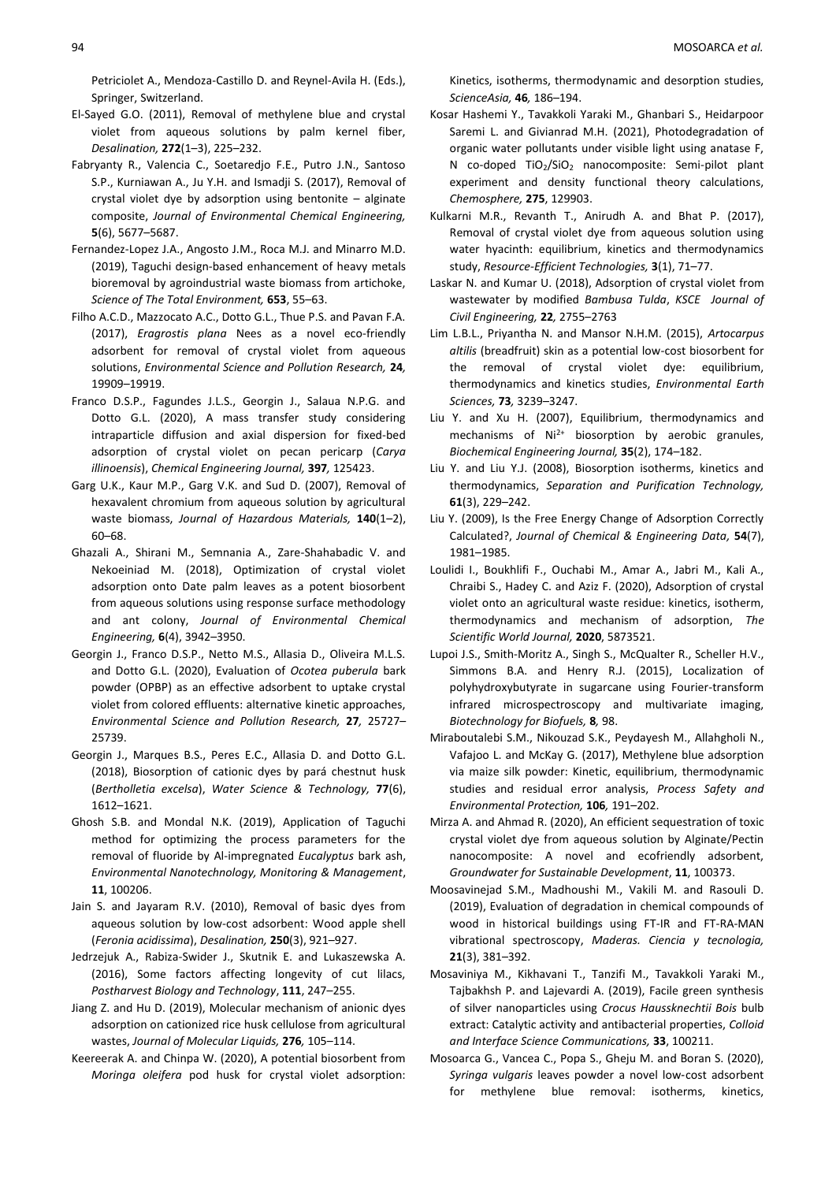Petriciolet A., Mendoza-Castillo D. and Reynel-Avila H. (Eds.), Springer, Switzerland.

El-Sayed G.O. (2011), Removal of methylene blue and crystal violet from aqueous solutions by palm kernel fiber, *Desalination,* **272**(1–3), 225–232.

Fabryanty R., Valencia C., Soetaredjo F.E., Putro J.N., Santoso S.P., Kurniawan A., Ju Y.H. and Ismadji S. (2017), Removal of crystal violet dye by adsorption using bentonite – alginate composite, *Journal of Environmental Chemical Engineering,* **5**(6), 5677–5687.

Fernandez-Lopez J.A., Angosto J.M., Roca M.J. and Minarro M.D. (2019), Taguchi design-based enhancement of heavy metals bioremoval by agroindustrial waste biomass from artichoke, *Science of The Total Environment,* **653**, 55–63.

Filho A.C.D., Mazzocato A.C., Dotto G.L., Thue P.S. and Pavan F.A. (2017), *Eragrostis plana* Nees as a novel eco-friendly adsorbent for removal of crystal violet from aqueous solutions, *Environmental Science and Pollution Research,* **24***,* 19909–19919.

Franco D.S.P., Fagundes J.L.S., Georgin J., Salaua N.P.G. and Dotto G.L. (2020), A mass transfer study considering intraparticle diffusion and axial dispersion for fixed-bed adsorption of crystal violet on pecan pericarp (*Carya illinoensis*), *Chemical Engineering Journal,* **397***,* 125423.

Garg U.K., Kaur M.P., Garg V.K. and Sud D. (2007), Removal of hexavalent chromium from aqueous solution by agricultural waste biomass, *Journal of Hazardous Materials,* **140**(1–2), 60–68.

Ghazali A., Shirani M., Semnania A., Zare-Shahabadic V. and Nekoeiniad M. (2018), Optimization of crystal violet adsorption onto Date palm leaves as a potent biosorbent from aqueous solutions using response surface methodology and ant colony, *Journal of Environmental Chemical Engineering,* **6**(4), 3942–3950.

Georgin J., Franco D.S.P., Netto M.S., Allasia D., Oliveira M.L.S. and Dotto G.L. (2020), Evaluation of *Ocotea puberula* bark powder (OPBP) as an effective adsorbent to uptake crystal violet from colored effluents: alternative kinetic approaches, *Environmental Science and Pollution Research,* **27***,* 25727–25739.

Georgin J., Marques B.S., Peres E.C., Allasia D. and Dotto G.L. (2018), Biosorption of cationic dyes by pará chestnut husk (*Bertholletia excelsa*), *Water Science & Technology,* **77**(6), 1612–1621.

Ghosh S.B. and Mondal N.K. (2019), Application of Taguchi method for optimizing the process parameters for the removal of fluoride by Al-impregnated *Eucalyptus* bark ash, *Environmental Nanotechnology, Monitoring & Management*, **11**, 100206.

Jain S. and Jayaram R.V. (2010), Removal of basic dyes from aqueous solution by low-cost adsorbent: Wood apple shell (*Feronia acidissima*), *Desalination,* **250**(3), 921–927.

Jedrzejuk A., Rabiza-Swider J., Skutnik E. and Lukaszewska A. (2016), Some factors affecting longevity of cut lilacs, *Postharvest Biology and Technology*, **111**, 247–255.

Jiang Z. and Hu D. (2019), Molecular mechanism of anionic dyes adsorption on cationized rice husk cellulose from agricultural wastes, *Journal of Molecular Liquids,* **276***,* 105–114.

Keereerak A. and Chinpa W. (2020), A potential biosorbent from *Moringa oleifera* pod husk for crystal violet adsorption: Kinetics, isotherms, thermodynamic and desorption studies, *ScienceAsia,* **46***,* 186–194.

Kosar Hashemi Y., Tavakkoli Yaraki M., Ghanbari S., Heidarpoor Saremi L. and Givianrad M.H. (2021), Photodegradation of organic water pollutants under visible light using anatase F, N co-doped $TiO_2/SiO_2$ nanocomposite: Semi-pilot plant experiment and density functional theory calculations, *Chemosphere,* **275**, 129903.

Kulkarni M.R., Revanth T., Anirudh A. and Bhat P. (2017), Removal of crystal violet dye from aqueous solution using water hyacinth: equilibrium, kinetics and thermodynamics study, *Resource-Efficient Technologies,* **3**(1), 71–77.

Laskar N. and Kumar U. (2018), Adsorption of crystal violet from wastewater by modified *Bambusa Tulda*, *KSCE Journal of Civil Engineering,* **22***,* 2755–2763

Lim L.B.L., Priyantha N. and Mansor N.H.M. (2015), *Artocarpus altilis* (breadfruit) skin as a potential low-cost biosorbent for the removal of crystal violet dye: equilibrium, thermodynamics and kinetics studies, *Environmental Earth Sciences,* **73***,* 3239–3247.

Liu Y. and Xu H. (2007), Equilibrium, thermodynamics and mechanisms of $Ni^{2+}$ biosorption by aerobic granules, *Biochemical Engineering Journal,* **35**(2), 174–182.

Liu Y. and Liu Y.J. (2008), Biosorption isotherms, kinetics and thermodynamics, *Separation and Purification Technology,* **61**(3), 229–242.

Liu Y. (2009), Is the Free Energy Change of Adsorption Correctly Calculated?, *Journal of Chemical & Engineering Data,* **54**(7), 1981–1985.

Loulidi I., Boukhlifi F., Ouchabi M., Amar A., Jabri M., Kali A., Chraibi S., Hadey C. and Aziz F. (2020), Adsorption of crystal violet onto an agricultural waste residue: kinetics, isotherm, thermodynamics and mechanism of adsorption, *The Scientific World Journal,* **2020**, 5873521.

Lupoi J.S., Smith-Moritz A., Singh S., McQualter R., Scheller H.V., Simmons B.A. and Henry R.J. (2015), Localization of polyhydroxybutyrate in sugarcane using Fourier-transform infrared microspectroscopy and multivariate imaging, *Biotechnology for Biofuels,* **8***,* 98.

Miraboutalebi S.M., Nikouzad S.K., Peydayesh M., Allahgholi N., Vafajoo L. and McKay G. (2017), Methylene blue adsorption via maize silk powder: Kinetic, equilibrium, thermodynamic studies and residual error analysis, *Process Safety and Environmental Protection,* **106***,* 191–202.

Mirza A. and Ahmad R. (2020), An efficient sequestration of toxic crystal violet dye from aqueous solution by Alginate/Pectin nanocomposite: A novel and ecofriendly adsorbent, *Groundwater for Sustainable Development*, **11**, 100373.

Moosavinejad S.M., Madhoushi M., Vakili M. and Rasouli D. (2019), Evaluation of degradation in chemical compounds of wood in historical buildings using FT-IR and FT-RA-MAN vibrational spectroscopy, *Maderas. Ciencia y tecnologia,* **21**(3), 381–392.

Mosaviniya M., Kikhavani T., Tanzifi M., Tavakkoli Yaraki M., Tajbakhsh P. and Lajevardi A. (2019), Facile green synthesis of silver nanoparticles using *Crocus Haussknechtii Bois* bulb extract: Catalytic activity and antibacterial properties, *Colloid and Interface Science Communications,* **33**, 100211.

Mosoarca G., Vancea C., Popa S., Gheju M. and Boran S. (2020), *Syringa vulgaris* leaves powder a novel low-cost adsorbent for methylene blue removal: isotherms, kinetics,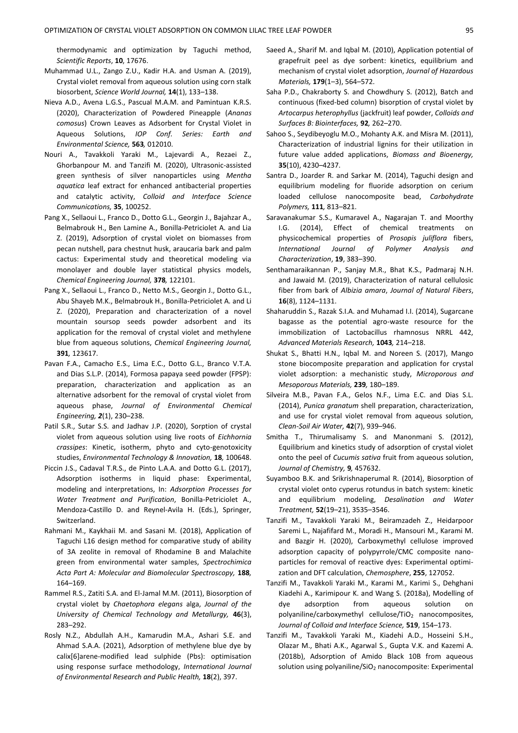thermodynamic and optimization by Taguchi method, *Scientific Reports*, **10**, 17676.

Muhammad U.L., Zango Z.U., Kadir H.A. and Usman A. (2019), Crystal violet removal from aqueous solution using corn stalk biosorbent, *Science World Journal,* **14**(1), 133–138.

Nieva A.D., Avena L.G.S., Pascual M.A.M. and Pamintuan K.R.S. (2020), Characterization of Powdered Pineapple (*Ananas comosus*) Crown Leaves as Adsorbent for Crystal Violet in Aqueous Solutions, *IOP Conf. Series: Earth and Environmental Science,* **563***,* 012010.

Nouri A., Tavakkoli Yaraki M., Lajevardi A., Rezaei Z., Ghorbanpour M. and Tanzifi M. (2020), Ultrasonic-assisted green synthesis of silver nanoparticles using *Mentha aquatica* leaf extract for enhanced antibacterial properties and catalytic activity, *Colloid and Interface Science Communications,* **35**, 100252.

Pang X., Sellaoui L., Franco D., Dotto G.L., Georgin J., Bajahzar A., Belmabrouk H., Ben Lamine A., Bonilla-Petriciolet A. and Lia Z. (2019), Adsorption of crystal violet on biomasses from pecan nutshell, para chestnut husk, araucaria bark and palm cactus: Experimental study and theoretical modeling via monolayer and double layer statistical physics models, *Chemical Engineering Journal,* **378***,* 122101.

Pang X., Sellaoui L., Franco D., Netto M.S., Georgin J., Dotto G.L., Abu Shayeb M.K., Belmabrouk H., Bonilla-Petriciolet A. and Li Z. (2020), Preparation and characterization of a novel mountain soursop seeds powder adsorbent and its application for the removal of crystal violet and methylene blue from aqueous solutions, *Chemical Engineering Journal,* **391***,* 123617.

Pavan F.A., Camacho E.S., Lima E.C., Dotto G.L., Branco V.T.A. and Dias S.L.P. (2014), Formosa papaya seed powder (FPSP): preparation, characterization and application as an alternative adsorbent for the removal of crystal violet from aqueous phase, *Journal of Environmental Chemical Engineering, 2*(1), 230–238.

Patil S.R., Sutar S.S. and Jadhav J.P. (2020), Sorption of crystal violet from aqueous solution using live roots of *Eichhornia crassipes*: Kinetic, isotherm, phyto and cyto-genotoxicity studies, *Environmental Technology & Innovation,* **18***,* 100648.

Piccin J.S., Cadaval T.R.S., de Pinto L.A.A. and Dotto G.L. (2017), Adsorption isotherms in liquid phase: Experimental, modeling and interpretations, In: *Adsorption Processes for Water Treatment and Purification*, Bonilla-Petriciolet A., Mendoza-Castillo D. and Reynel-Avila H. (Eds.), Springer, Switzerland.

Rahmani M., Kaykhaii M. and Sasani M. (2018), Application of Taguchi L16 design method for comparative study of ability of 3A zeolite in removal of Rhodamine B and Malachite green from environmental water samples, *Spectrochimica Acta Part A: Molecular and Biomolecular Spectroscopy,* **188***,* 164–169.

Rammel R.S., Zatiti S.A. and El-Jamal M.M. (2011), Biosorption of crystal violet by *Chaetophora elegans* alga, *Journal of the University of Chemical Technology and Metallurgy,* **46**(3), 283–292.

Rosly N.Z., Abdullah A.H., Kamarudin M.A., Ashari S.E. and Ahmad S.A.A. (2021), Adsorption of methylene blue dye by calix[6]arene-modified lead sulphide (Pbs): optimisation using response surface methodology, *International Journal of Environmental Research and Public Health,* **18**(2), 397.

Saeed A., Sharif M. and Iqbal M. (2010), Application potential of grapefruit peel as dye sorbent: kinetics, equilibrium and mechanism of crystal violet adsorption, *Journal of Hazardous Materials,* **179**(1–3), 564–572.

Saha P.D., Chakraborty S. and Chowdhury S. (2012), Batch and continuous (fixed-bed column) bisorption of crystal violet by *Artocarpus heterophyllus* (jackfruit) leaf powder, *Colloids and Surfaces B: Biointerfaces,* **92***,* 262–270.

Sahoo S., Seydibeyoglu M.O., Mohanty A.K. and Misra M. (2011), Characterization of industrial lignins for their utilization in future value added applications, *Biomass and Bioenergy,* **35**(10), 4230–4237.

Santra D., Joarder R. and Sarkar M. (2014), Taguchi design and equilibrium modeling for fluoride adsorption on cerium loaded cellulose nanocomposite bead, *Carbohydrate Polymers,* **111***,* 813–821.

Saravanakumar S.S., Kumaravel A., Nagarajan T. and Moorthy I.G. (2014), Effect of chemical treatments on physicochemical properties of *Prosopis juliflora* fibers, *International Journal of Polymer Analysis and Characterization*, **19**, 383–390.

Senthamaraikannan P., Sanjay M.R., Bhat K.S., Padmaraj N.H. and Jawaid M. (2019), Characterization of natural cellulosic fiber from bark of *Albizia amara*, *Journal of Natural Fibers*, **16**(8), 1124–1131.

Shaharuddin S., Razak S.I.A. and Muhamad I.I. (2014), Sugarcane bagasse as the potential agro-waste resource for the immobilization of Lactobacillus rhamnosus NRRL 442, *Advanced Materials Research,* **1043***,* 214–218.

Shukat S., Bhatti H.N., Iqbal M. and Noreen S. (2017), Mango stone biocomposite preparation and application for crystal violet adsorption: a mechanistic study, *Microporous and Mesoporous Materials,* **239***,* 180–189.

Silveira M.B., Pavan F.A., Gelos N.F., Lima E.C. and Dias S.L. (2014), *Punica granatum* shell preparation, characterization, and use for crystal violet removal from aqueous solution, *Clean-Soil Air Water,* **42**(7), 939–946.

Smitha T., Thirumalisamy S. and Manonmani S. (2012), Equilibrium and kinetics study of adsorption of crystal violet onto the peel of *Cucumis sativa* fruit from aqueous solution, *Journal of Chemistry,* **9***,* 457632.

Suyamboo B.K. and Srikrishnaperumal R. (2014), Biosorption of crystal violet onto cyperus rotundus in batch system: kinetic and equilibrium modeling, *Desalination and Water Treatment,* **52**(19–21), 3535–3546.

Tanzifi M., Tavakkoli Yaraki M., Beiramzadeh Z., Heidarpoor Saremi L., Najafifard M., Moradi H., Mansouri M., Karami M. and Bazgir H. (2020), Carboxymethyl cellulose improved adsorption capacity of polypyrrole/CMC composite nanoparticles for removal of reactive dyes: Experimental optimization and DFT calculation, *Chemosphere*, **255**, 127052.

Tanzifi M., Tavakkoli Yaraki M., Karami M., Karimi S., Dehghani Kiadehi A., Karimipour K. and Wang S. (2018a), Modelling of dye adsorption from aqueous solution on polyaniline/carboxymethyl cellulose/$TiO_2$ nanocomposites, *Journal of Colloid and Interface Science,* **519**, 154–173.

Tanzifi M., Tavakkoli Yaraki M., Kiadehi A.D., Hosseini S.H., Olazar M., Bhati A.K., Agarwal S., Gupta V.K. and Kazemi A. (2018b), Adsorption of Amido Black 10B from aqueous solution using polyaniline/$SiO_2$ nanocomposite: Experimental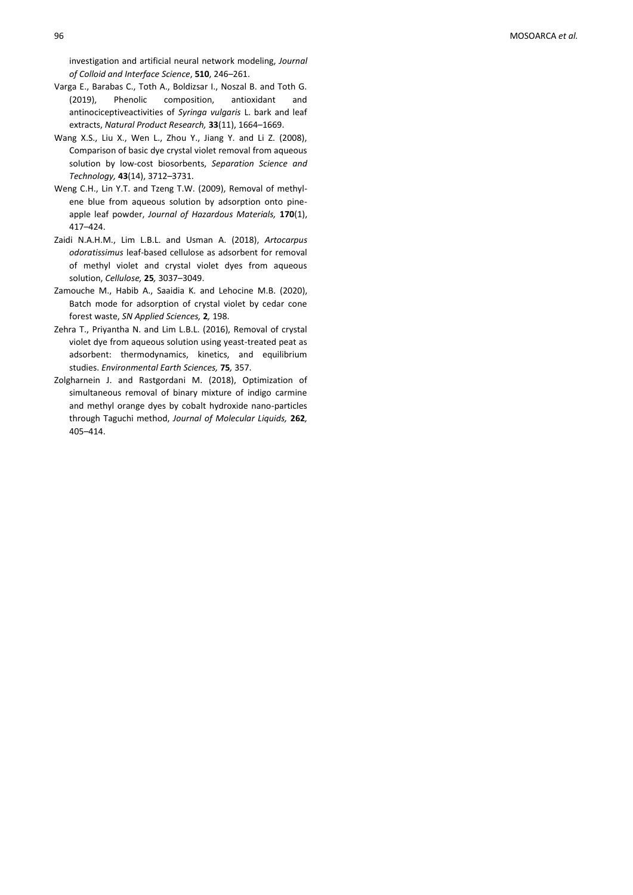investigation and artificial neural network modeling, *Journal of Colloid and Interface Science*, **510**, 246–261.

Varga E., Barabas C., Toth A., Boldizsar I., Noszal B. and Toth G. (2019), Phenolic composition, antioxidant and antinociceptiveactivities of *Syringa vulgaris* L. bark and leaf extracts, *Natural Product Research,* **33**(11), 1664–1669.

Wang X.S., Liu X., Wen L., Zhou Y., Jiang Y. and Li Z. (2008), Comparison of basic dye crystal violet removal from aqueous solution by low-cost biosorbents, *Separation Science and Technology,* **43**(14), 3712–3731.

Weng C.H., Lin Y.T. and Tzeng T.W. (2009), Removal of methylene blue from aqueous solution by adsorption onto pineapple leaf powder, *Journal of Hazardous Materials,* **170**(1), 417–424.

Zaidi N.A.H.M., Lim L.B.L. and Usman A. (2018), *Artocarpus odoratissimus* leaf-based cellulose as adsorbent for removal of methyl violet and crystal violet dyes from aqueous solution, *Cellulose,* **25***,* 3037–3049.

Zamouche M., Habib A., Saaidia K. and Lehocine M.B. (2020), Batch mode for adsorption of crystal violet by cedar cone forest waste, *SN Applied Sciences,* **2***,* 198.

Zehra T., Priyantha N. and Lim L.B.L. (2016), Removal of crystal violet dye from aqueous solution using yeast-treated peat as adsorbent: thermodynamics, kinetics, and equilibrium studies. *Environmental Earth Sciences,* **75***,* 357.

Zolgharnein J. and Rastgordani M. (2018), Optimization of simultaneous removal of binary mixture of indigo carmine and methyl orange dyes by cobalt hydroxide nano-particles through Taguchi method, *Journal of Molecular Liquids,* **262***,* 405–414.